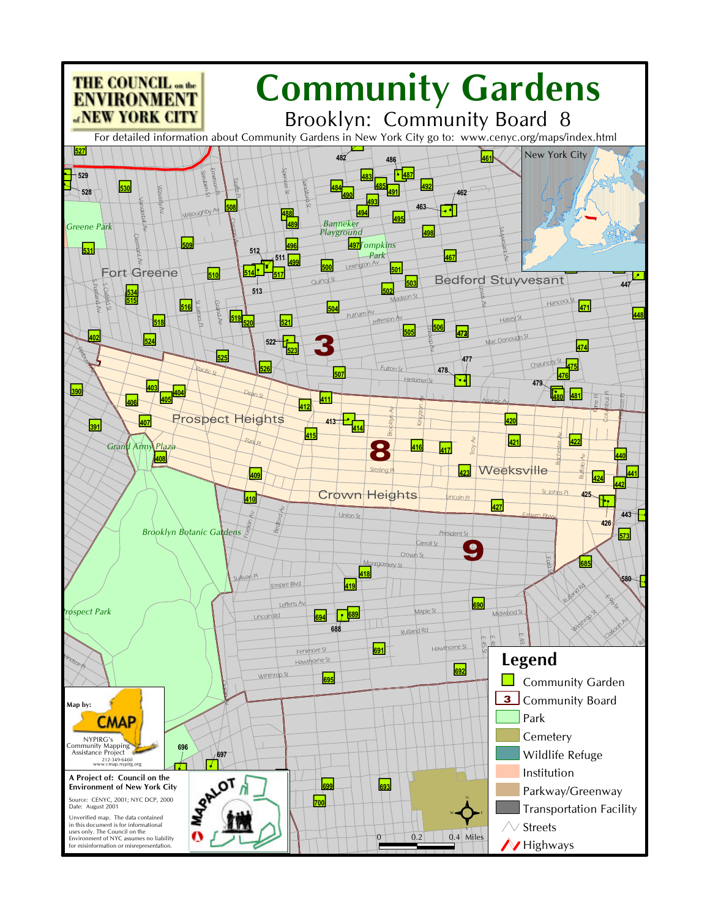# Community Gardens

THE COUNCIL on the ENVIRONMENT of NEW YORK CITY

## Brooklyn: Community Board 8

For detailed information about Community Gardens in New York City go to: www.cenyc.org/maps/index.html

## Legend

- Community Garden
- Community Board
- Park
- Cemetery
- Wildlife Refuge
- Institution
- Parkway/Greenway
- Transportation Facility
- Streets
- Highways

Map by: CMAP
NYPIRG's Community Mapping Assistance Project
212-349-6460
www.cmap.nypirg.org

**A Project of: Council on the Environment of New York City**

Source: CENYC, 2001; NYC DCP, 2000
Date: August 2001

Unverified map. The data contained in this document is for informational uses only. The Council on the Environment of NYC assumes no liability for misinformation or misrepresentation.

MAPALOT

0 0.2 0.4 Miles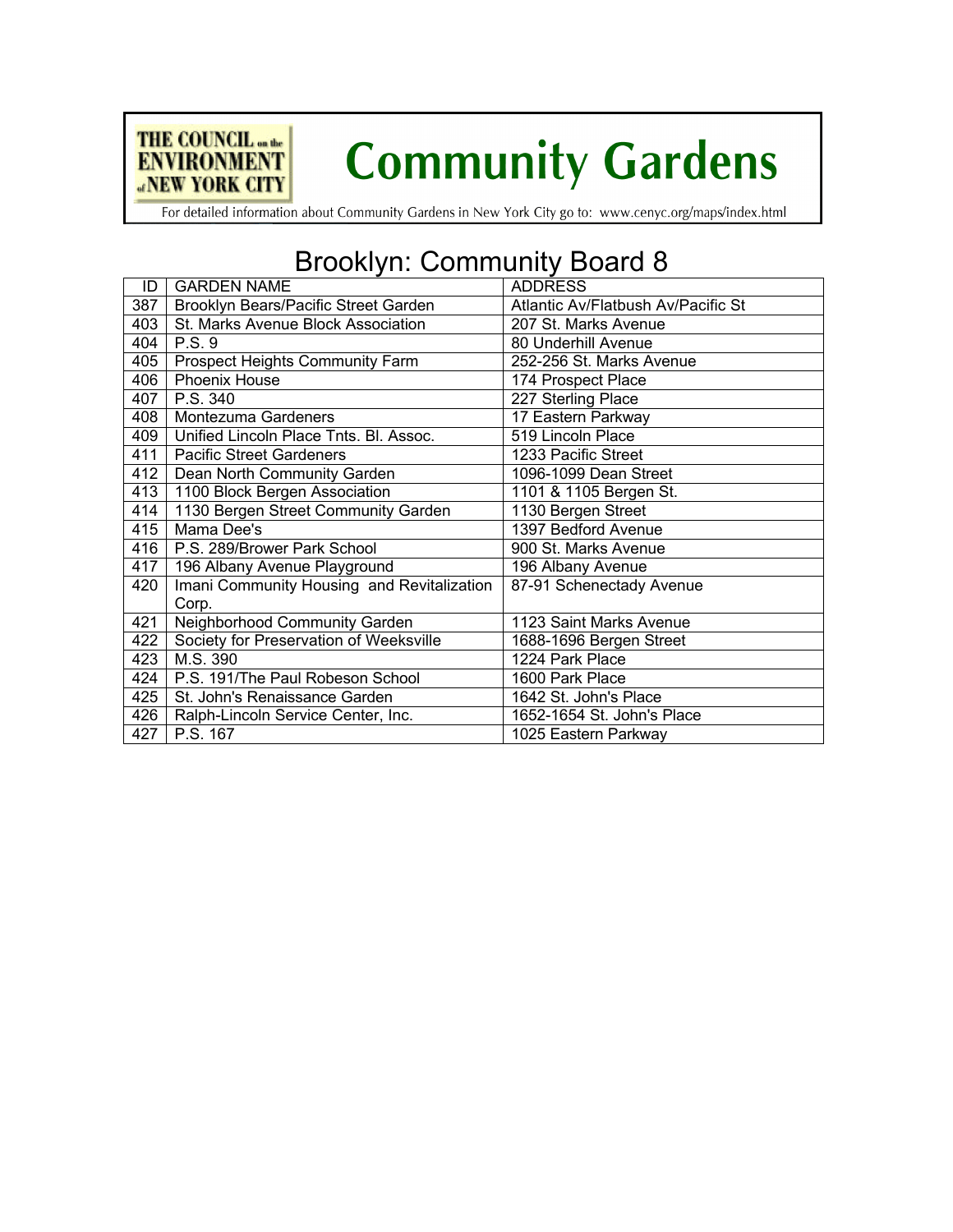THE COUNCIL on the ENVIRONMENT of NEW YORK CITY

# Community Gardens

For detailed information about Community Gardens in New York City go to: www.cenyc.org/maps/index.html

## Brooklyn: Community Board 8

| ID | GARDEN NAME | ADDRESS |
|---|---|---|
| 387 | Brooklyn Bears/Pacific Street Garden | Atlantic Av/Flatbush Av/Pacific St |
| 403 | St. Marks Avenue Block Association | 207 St. Marks Avenue |
| 404 | P.S. 9 | 80 Underhill Avenue |
| 405 | Prospect Heights Community Farm | 252-256 St. Marks Avenue |
| 406 | Phoenix House | 174 Prospect Place |
| 407 | P.S. 340 | 227 Sterling Place |
| 408 | Montezuma Gardeners | 17 Eastern Parkway |
| 409 | Unified Lincoln Place Tnts. Bl. Assoc. | 519 Lincoln Place |
| 411 | Pacific Street Gardeners | 1233 Pacific Street |
| 412 | Dean North Community Garden | 1096-1099 Dean Street |
| 413 | 1100 Block Bergen Association | 1101 & 1105 Bergen St. |
| 414 | 1130 Bergen Street Community Garden | 1130 Bergen Street |
| 415 | Mama Dee's | 1397 Bedford Avenue |
| 416 | P.S. 289/Brower Park School | 900 St. Marks Avenue |
| 417 | 196 Albany Avenue Playground | 196 Albany Avenue |
| 420 | Imani Community Housing and Revitalization Corp. | 87-91 Schenectady Avenue |
| 421 | Neighborhood Community Garden | 1123 Saint Marks Avenue |
| 422 | Society for Preservation of Weeksville | 1688-1696 Bergen Street |
| 423 | M.S. 390 | 1224 Park Place |
| 424 | P.S. 191/The Paul Robeson School | 1600 Park Place |
| 425 | St. John's Renaissance Garden | 1642 St. John's Place |
| 426 | Ralph-Lincoln Service Center, Inc. | 1652-1654 St. John's Place |
| 427 | P.S. 167 | 1025 Eastern Parkway |